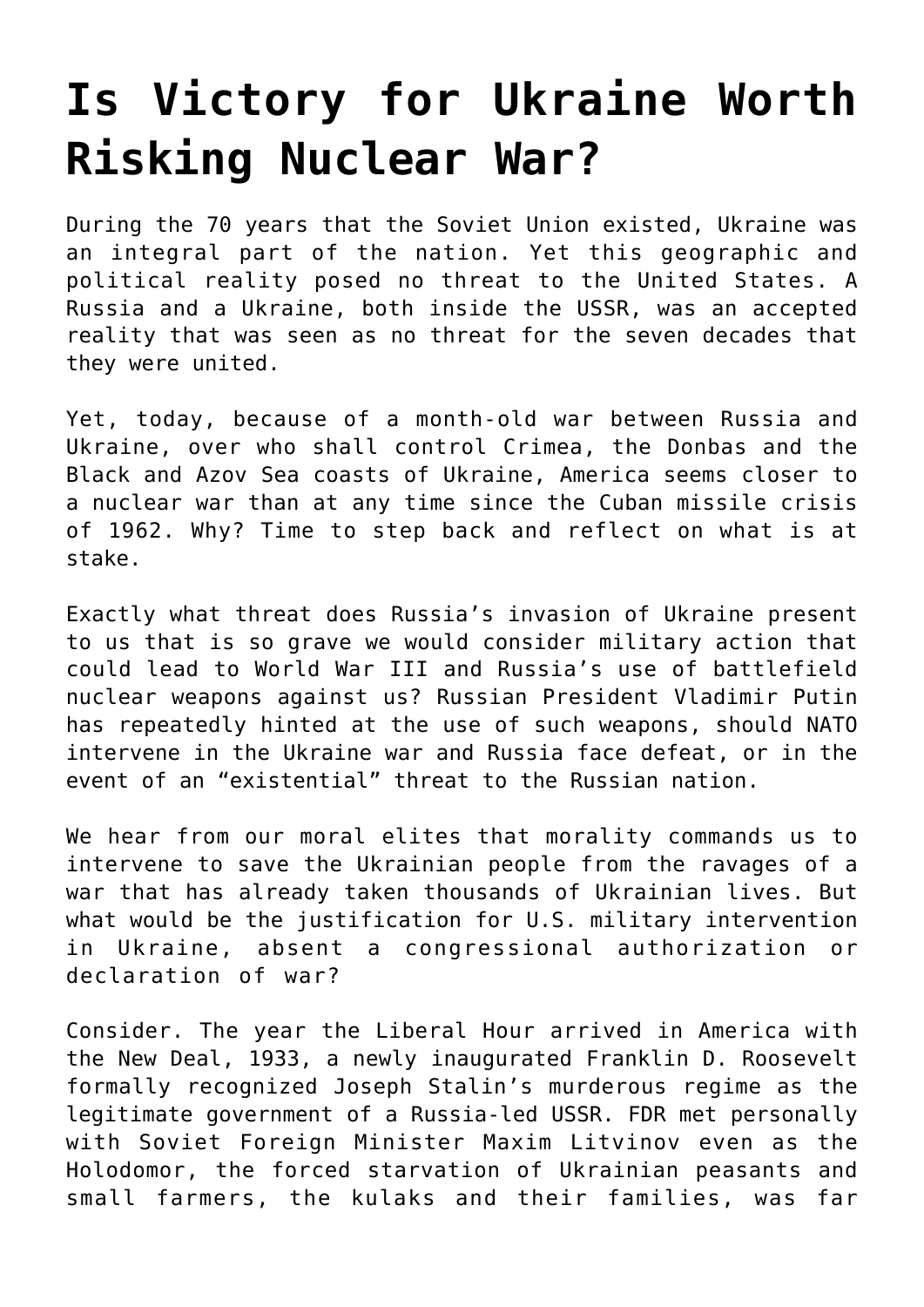# Is Victory for Ukraine Worth Risking Nuclear War?

During the 70 years that the Soviet Union existed, Ukraine was an integral part of the nation. Yet this geographic and political reality posed no threat to the United States. A Russia and a Ukraine, both inside the USSR, was an accepted reality that was seen as no threat for the seven decades that they were united.

Yet, today, because of a month-old war between Russia and Ukraine, over who shall control Crimea, the Donbas and the Black and Azov Sea coasts of Ukraine, America seems closer to a nuclear war than at any time since the Cuban missile crisis of 1962. Why? Time to step back and reflect on what is at stake.

Exactly what threat does Russia's invasion of Ukraine present to us that is so grave we would consider military action that could lead to World War III and Russia's use of battlefield nuclear weapons against us? Russian President Vladimir Putin has repeatedly hinted at the use of such weapons, should NATO intervene in the Ukraine war and Russia face defeat, or in the event of an "existential" threat to the Russian nation.

We hear from our moral elites that morality commands us to intervene to save the Ukrainian people from the ravages of a war that has already taken thousands of Ukrainian lives. But what would be the justification for U.S. military intervention in Ukraine, absent a congressional authorization or declaration of war?

Consider. The year the Liberal Hour arrived in America with the New Deal, 1933, a newly inaugurated Franklin D. Roosevelt formally recognized Joseph Stalin's murderous regime as the legitimate government of a Russia-led USSR. FDR met personally with Soviet Foreign Minister Maxim Litvinov even as the Holodomor, the forced starvation of Ukrainian peasants and small farmers, the kulaks and their families, was far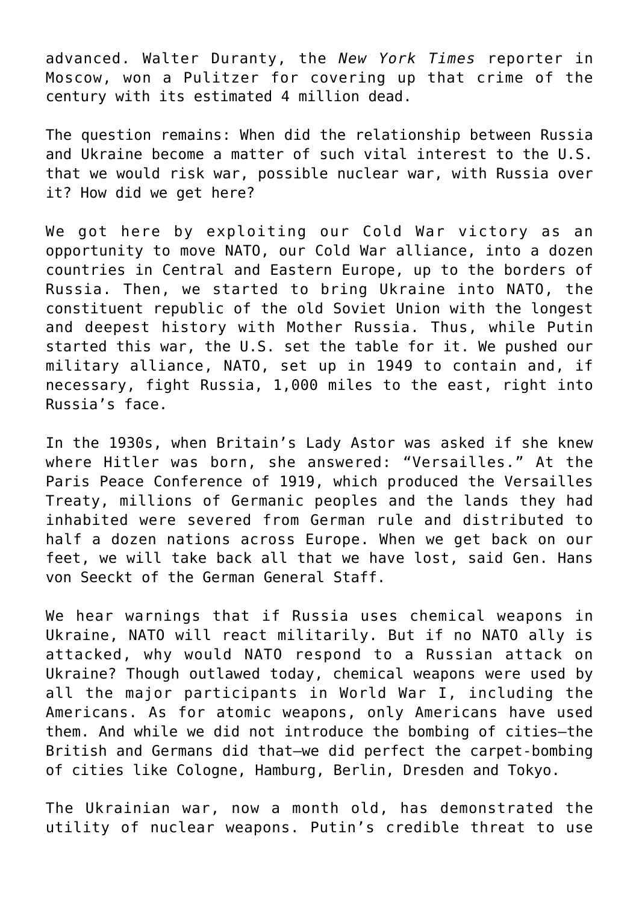advanced. Walter Duranty, the *New York Times* reporter in Moscow, won a Pulitzer for covering up that crime of the century with its estimated 4 million dead.

The question remains: When did the relationship between Russia and Ukraine become a matter of such vital interest to the U.S. that we would risk war, possible nuclear war, with Russia over it? How did we get here?

We got here by exploiting our Cold War victory as an opportunity to move NATO, our Cold War alliance, into a dozen countries in Central and Eastern Europe, up to the borders of Russia. Then, we started to bring Ukraine into NATO, the constituent republic of the old Soviet Union with the longest and deepest history with Mother Russia. Thus, while Putin started this war, the U.S. set the table for it. We pushed our military alliance, NATO, set up in 1949 to contain and, if necessary, fight Russia, 1,000 miles to the east, right into Russia's face.

In the 1930s, when Britain's Lady Astor was asked if she knew where Hitler was born, she answered: "Versailles." At the Paris Peace Conference of 1919, which produced the Versailles Treaty, millions of Germanic peoples and the lands they had inhabited were severed from German rule and distributed to half a dozen nations across Europe. When we get back on our feet, we will take back all that we have lost, said Gen. Hans von Seeckt of the German General Staff.

We hear warnings that if Russia uses chemical weapons in Ukraine, NATO will react militarily. But if no NATO ally is attacked, why would NATO respond to a Russian attack on Ukraine? Though outlawed today, chemical weapons were used by all the major participants in World War I, including the Americans. As for atomic weapons, only Americans have used them. And while we did not introduce the bombing of cities—the British and Germans did that—we did perfect the carpet-bombing of cities like Cologne, Hamburg, Berlin, Dresden and Tokyo.

The Ukrainian war, now a month old, has demonstrated the utility of nuclear weapons. Putin's credible threat to use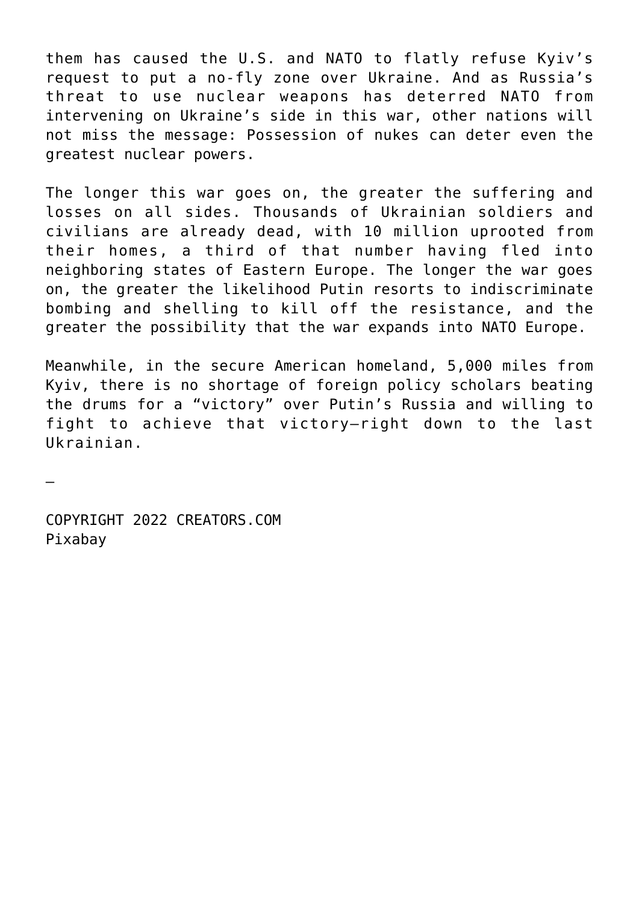them has caused the U.S. and NATO to flatly refuse Kyiv's request to put a no-fly zone over Ukraine. And as Russia's threat to use nuclear weapons has deterred NATO from intervening on Ukraine's side in this war, other nations will not miss the message: Possession of nukes can deter even the greatest nuclear powers.

The longer this war goes on, the greater the suffering and losses on all sides. Thousands of Ukrainian soldiers and civilians are already dead, with 10 million uprooted from their homes, a third of that number having fled into neighboring states of Eastern Europe. The longer the war goes on, the greater the likelihood Putin resorts to indiscriminate bombing and shelling to kill off the resistance, and the greater the possibility that the war expands into NATO Europe.

Meanwhile, in the secure American homeland, 5,000 miles from Kyiv, there is no shortage of foreign policy scholars beating the drums for a "victory" over Putin's Russia and willing to fight to achieve that victory—right down to the last Ukrainian.

—

COPYRIGHT 2022 CREATORS.COM
Pixabay